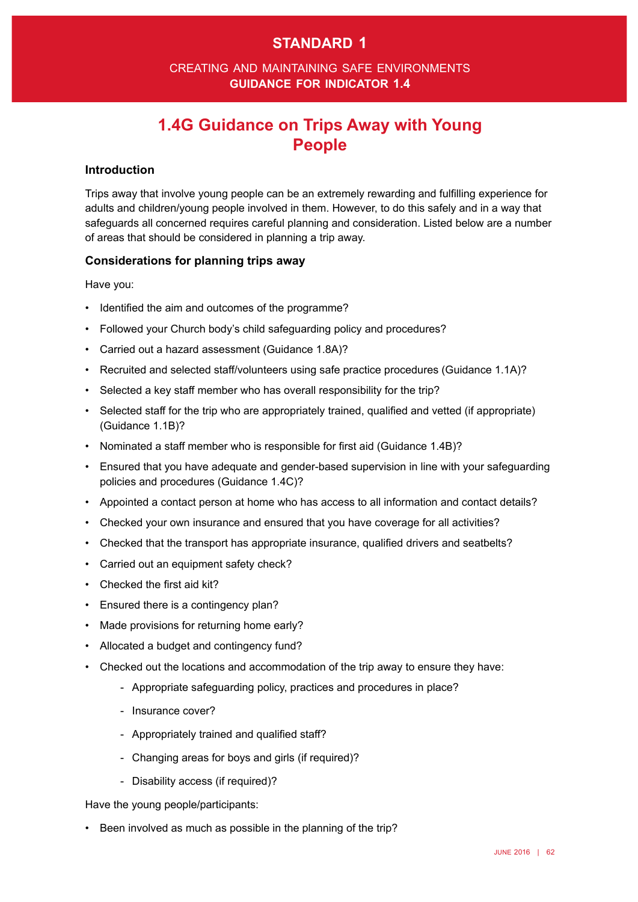# STANDARD 1

CREATING AND MAINTAINING SAFE ENVIRONMENTS
**GUIDANCE FOR INDICATOR 1.4**

## 1.4G Guidance on Trips Away with Young People

### Introduction

Trips away that involve young people can be an extremely rewarding and fulfilling experience for adults and children/young people involved in them. However, to do this safely and in a way that safeguards all concerned requires careful planning and consideration. Listed below are a number of areas that should be considered in planning a trip away.

### Considerations for planning trips away

Have you:

- Identified the aim and outcomes of the programme?
- Followed your Church body's child safeguarding policy and procedures?
- Carried out a hazard assessment (Guidance 1.8A)?
- Recruited and selected staff/volunteers using safe practice procedures (Guidance 1.1A)?
- Selected a key staff member who has overall responsibility for the trip?
- Selected staff for the trip who are appropriately trained, qualified and vetted (if appropriate) (Guidance 1.1B)?
- Nominated a staff member who is responsible for first aid (Guidance 1.4B)?
- Ensured that you have adequate and gender-based supervision in line with your safeguarding policies and procedures (Guidance 1.4C)?
- Appointed a contact person at home who has access to all information and contact details?
- Checked your own insurance and ensured that you have coverage for all activities?
- Checked that the transport has appropriate insurance, qualified drivers and seatbelts?
- Carried out an equipment safety check?
- Checked the first aid kit?
- Ensured there is a contingency plan?
- Made provisions for returning home early?
- Allocated a budget and contingency fund?
- Checked out the locations and accommodation of the trip away to ensure they have:
  - Appropriate safeguarding policy, practices and procedures in place?
  - Insurance cover?
  - Appropriately trained and qualified staff?
  - Changing areas for boys and girls (if required)?
  - Disability access (if required)?

Have the young people/participants:

- Been involved as much as possible in the planning of the trip?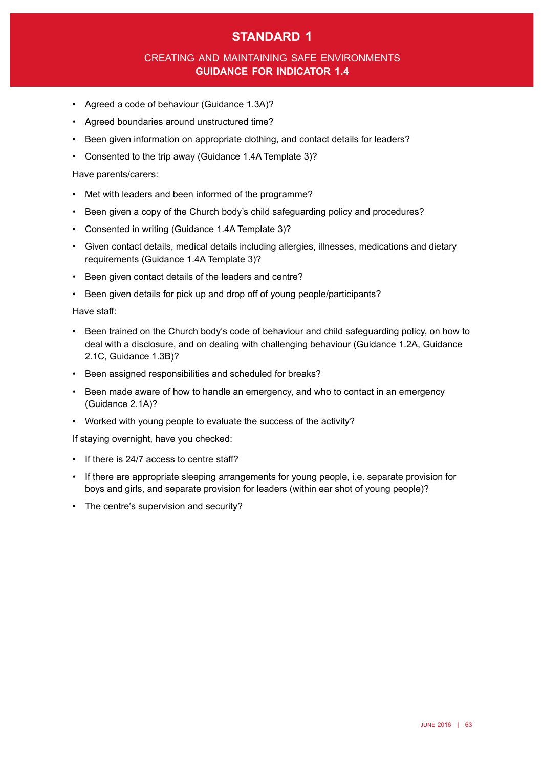# STANDARD 1

## CREATING AND MAINTAINING SAFE ENVIRONMENTS
## GUIDANCE FOR INDICATOR 1.4

- Agreed a code of behaviour (Guidance 1.3A)?
- Agreed boundaries around unstructured time?
- Been given information on appropriate clothing, and contact details for leaders?
- Consented to the trip away (Guidance 1.4A Template 3)?

Have parents/carers:

- Met with leaders and been informed of the programme?
- Been given a copy of the Church body's child safeguarding policy and procedures?
- Consented in writing (Guidance 1.4A Template 3)?
- Given contact details, medical details including allergies, illnesses, medications and dietary requirements (Guidance 1.4A Template 3)?
- Been given contact details of the leaders and centre?
- Been given details for pick up and drop off of young people/participants?

Have staff:

- Been trained on the Church body's code of behaviour and child safeguarding policy, on how to deal with a disclosure, and on dealing with challenging behaviour (Guidance 1.2A, Guidance 2.1C, Guidance 1.3B)?
- Been assigned responsibilities and scheduled for breaks?
- Been made aware of how to handle an emergency, and who to contact in an emergency (Guidance 2.1A)?
- Worked with young people to evaluate the success of the activity?

If staying overnight, have you checked:

- If there is 24/7 access to centre staff?
- If there are appropriate sleeping arrangements for young people, i.e. separate provision for boys and girls, and separate provision for leaders (within ear shot of young people)?
- The centre's supervision and security?